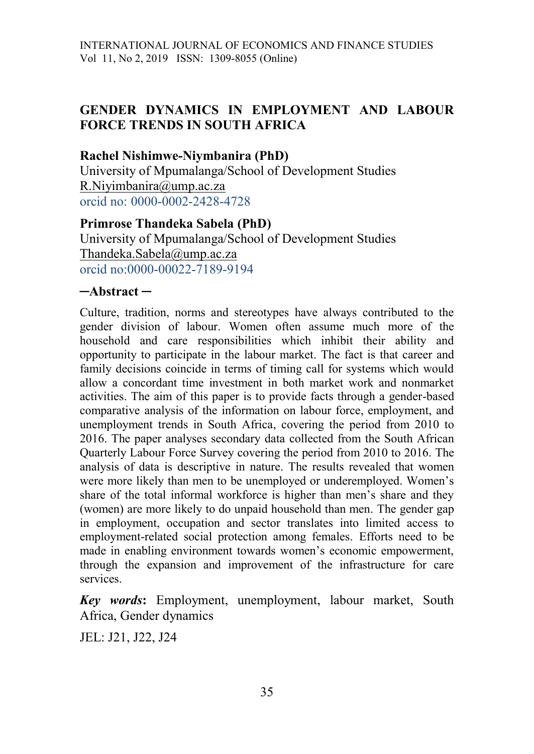# GENDER DYNAMICS IN EMPLOYMENT AND LABOUR FORCE TRENDS IN SOUTH AFRICA

**Rachel Nishimwe-Niymbanira (PhD)**
University of Mpumalanga/School of Development Studies
R.Niyimbanira@ump.ac.za
orcid no: 0000-0002-2428-4728

**Primrose Thandeka Sabela (PhD)**
University of Mpumalanga/School of Development Studies
Thandeka.Sabela@ump.ac.za
orcid no:0000-00022-7189-9194

## ─Abstract ─

Culture, tradition, norms and stereotypes have always contributed to the gender division of labour. Women often assume much more of the household and care responsibilities which inhibit their ability and opportunity to participate in the labour market. The fact is that career and family decisions coincide in terms of timing call for systems which would allow a concordant time investment in both market work and nonmarket activities. The aim of this paper is to provide facts through a gender-based comparative analysis of the information on labour force, employment, and unemployment trends in South Africa, covering the period from 2010 to 2016. The paper analyses secondary data collected from the South African Quarterly Labour Force Survey covering the period from 2010 to 2016. The analysis of data is descriptive in nature. The results revealed that women were more likely than men to be unemployed or underemployed. Women's share of the total informal workforce is higher than men's share and they (women) are more likely to do unpaid household than men. The gender gap in employment, occupation and sector translates into limited access to employment-related social protection among females. Efforts need to be made in enabling environment towards women's economic empowerment, through the expansion and improvement of the infrastructure for care services.

***Key words*:** Employment, unemployment, labour market, South Africa, Gender dynamics

JEL: J21, J22, J24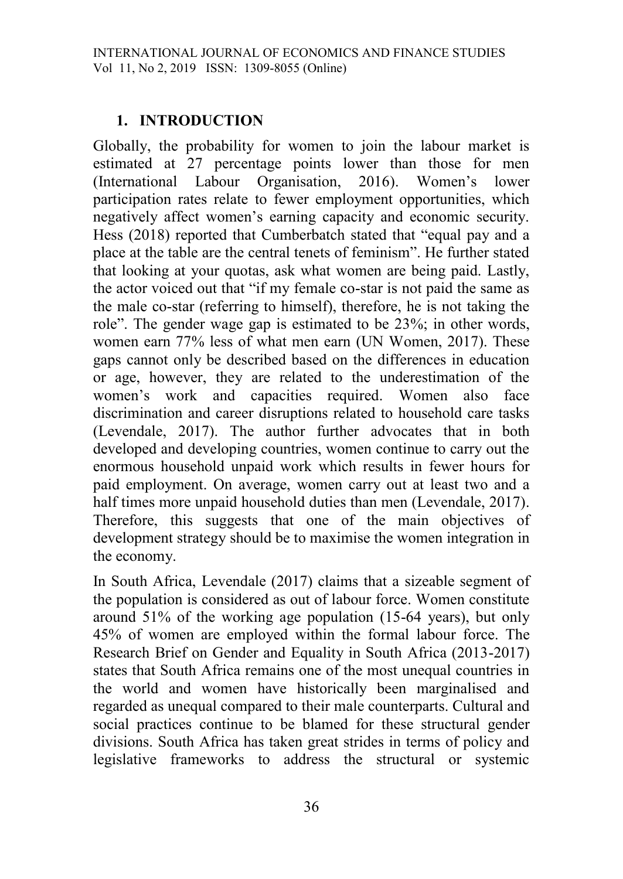## 1. INTRODUCTION

Globally, the probability for women to join the labour market is estimated at 27 percentage points lower than those for men (International Labour Organisation, 2016). Women's lower participation rates relate to fewer employment opportunities, which negatively affect women's earning capacity and economic security. Hess (2018) reported that Cumberbatch stated that "equal pay and a place at the table are the central tenets of feminism". He further stated that looking at your quotas, ask what women are being paid. Lastly, the actor voiced out that "if my female co-star is not paid the same as the male co-star (referring to himself), therefore, he is not taking the role". The gender wage gap is estimated to be 23%; in other words, women earn 77% less of what men earn (UN Women, 2017). These gaps cannot only be described based on the differences in education or age, however, they are related to the underestimation of the women's work and capacities required. Women also face discrimination and career disruptions related to household care tasks (Levendale, 2017). The author further advocates that in both developed and developing countries, women continue to carry out the enormous household unpaid work which results in fewer hours for paid employment. On average, women carry out at least two and a half times more unpaid household duties than men (Levendale, 2017). Therefore, this suggests that one of the main objectives of development strategy should be to maximise the women integration in the economy.

In South Africa, Levendale (2017) claims that a sizeable segment of the population is considered as out of labour force. Women constitute around 51% of the working age population (15-64 years), but only 45% of women are employed within the formal labour force. The Research Brief on Gender and Equality in South Africa (2013-2017) states that South Africa remains one of the most unequal countries in the world and women have historically been marginalised and regarded as unequal compared to their male counterparts. Cultural and social practices continue to be blamed for these structural gender divisions. South Africa has taken great strides in terms of policy and legislative frameworks to address the structural or systemic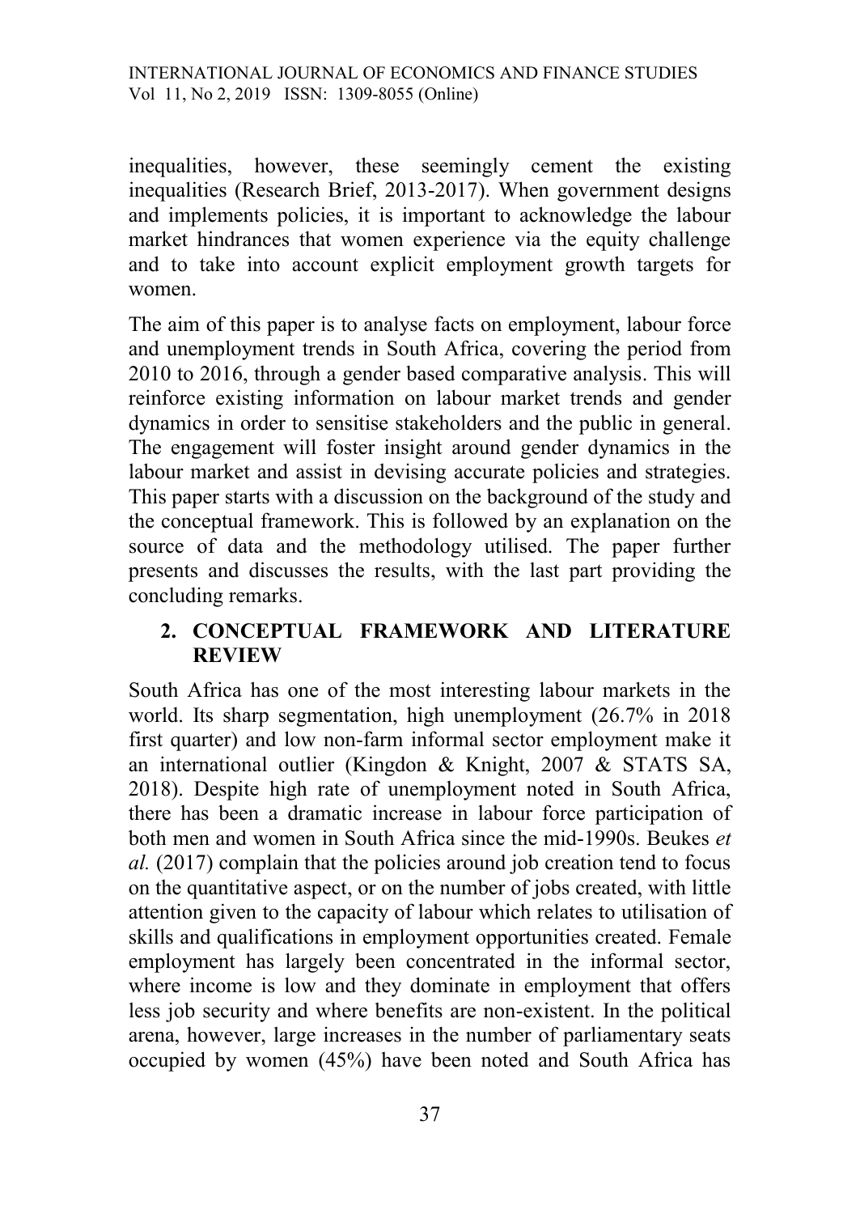inequalities, however, these seemingly cement the existing inequalities (Research Brief, 2013-2017). When government designs and implements policies, it is important to acknowledge the labour market hindrances that women experience via the equity challenge and to take into account explicit employment growth targets for women.

The aim of this paper is to analyse facts on employment, labour force and unemployment trends in South Africa, covering the period from 2010 to 2016, through a gender based comparative analysis. This will reinforce existing information on labour market trends and gender dynamics in order to sensitise stakeholders and the public in general. The engagement will foster insight around gender dynamics in the labour market and assist in devising accurate policies and strategies. This paper starts with a discussion on the background of the study and the conceptual framework. This is followed by an explanation on the source of data and the methodology utilised. The paper further presents and discusses the results, with the last part providing the concluding remarks.

## 2. CONCEPTUAL FRAMEWORK AND LITERATURE REVIEW

South Africa has one of the most interesting labour markets in the world. Its sharp segmentation, high unemployment (26.7% in 2018 first quarter) and low non-farm informal sector employment make it an international outlier (Kingdon & Knight, 2007 & STATS SA, 2018). Despite high rate of unemployment noted in South Africa, there has been a dramatic increase in labour force participation of both men and women in South Africa since the mid-1990s. Beukes *et al.* (2017) complain that the policies around job creation tend to focus on the quantitative aspect, or on the number of jobs created, with little attention given to the capacity of labour which relates to utilisation of skills and qualifications in employment opportunities created. Female employment has largely been concentrated in the informal sector, where income is low and they dominate in employment that offers less job security and where benefits are non-existent. In the political arena, however, large increases in the number of parliamentary seats occupied by women (45%) have been noted and South Africa has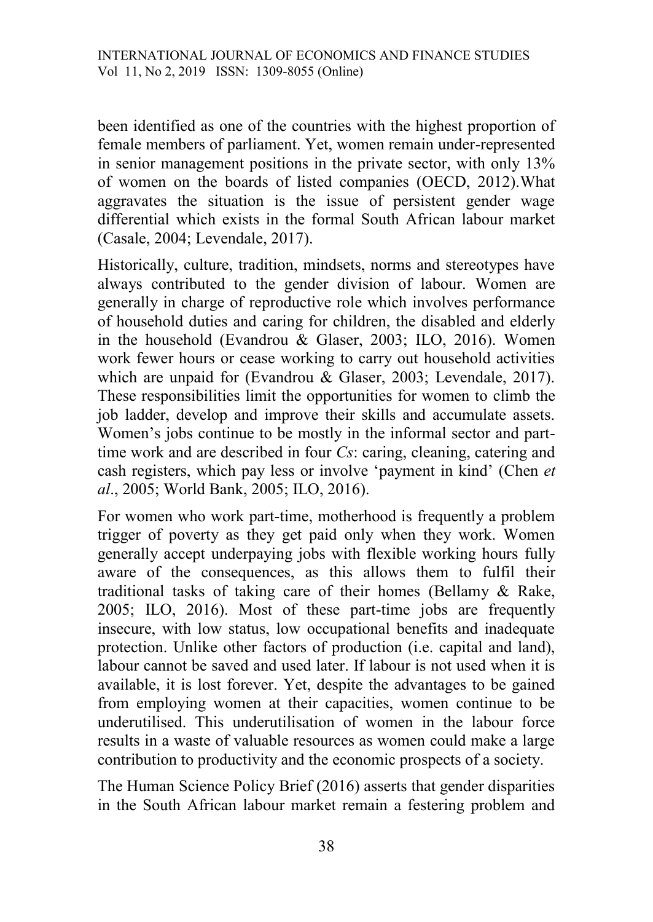been identified as one of the countries with the highest proportion of female members of parliament. Yet, women remain under-represented in senior management positions in the private sector, with only 13% of women on the boards of listed companies (OECD, 2012).What aggravates the situation is the issue of persistent gender wage differential which exists in the formal South African labour market (Casale, 2004; Levendale, 2017).

Historically, culture, tradition, mindsets, norms and stereotypes have always contributed to the gender division of labour. Women are generally in charge of reproductive role which involves performance of household duties and caring for children, the disabled and elderly in the household (Evandrou & Glaser, 2003; ILO, 2016). Women work fewer hours or cease working to carry out household activities which are unpaid for (Evandrou & Glaser, 2003; Levendale, 2017). These responsibilities limit the opportunities for women to climb the job ladder, develop and improve their skills and accumulate assets. Women's jobs continue to be mostly in the informal sector and part-time work and are described in four *Cs*: caring, cleaning, catering and cash registers, which pay less or involve 'payment in kind' (Chen *et al*., 2005; World Bank, 2005; ILO, 2016).

For women who work part-time, motherhood is frequently a problem trigger of poverty as they get paid only when they work. Women generally accept underpaying jobs with flexible working hours fully aware of the consequences, as this allows them to fulfil their traditional tasks of taking care of their homes (Bellamy & Rake, 2005; ILO, 2016). Most of these part-time jobs are frequently insecure, with low status, low occupational benefits and inadequate protection. Unlike other factors of production (i.e. capital and land), labour cannot be saved and used later. If labour is not used when it is available, it is lost forever. Yet, despite the advantages to be gained from employing women at their capacities, women continue to be underutilised. This underutilisation of women in the labour force results in a waste of valuable resources as women could make a large contribution to productivity and the economic prospects of a society.

The Human Science Policy Brief (2016) asserts that gender disparities in the South African labour market remain a festering problem and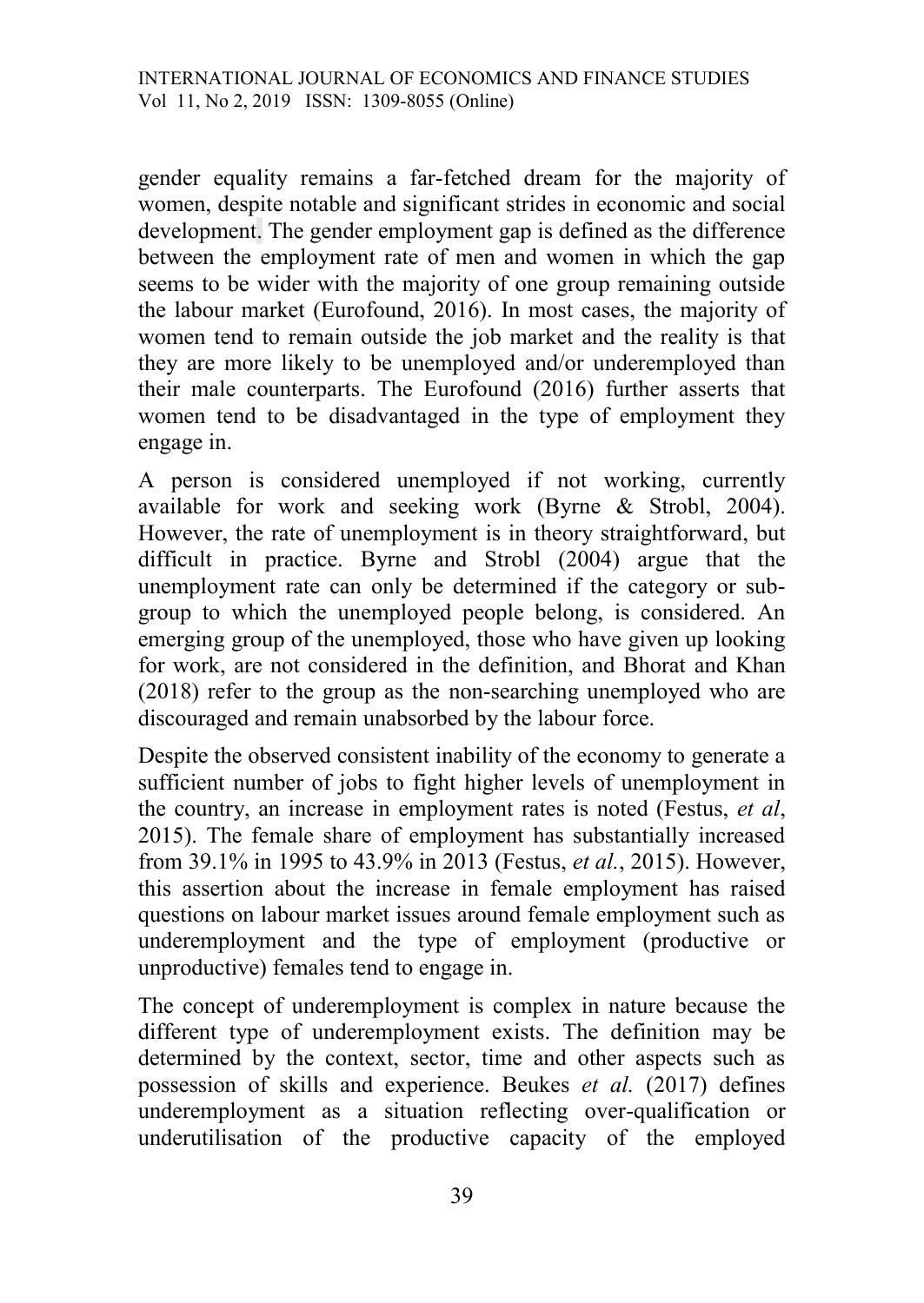gender equality remains a far-fetched dream for the majority of women, despite notable and significant strides in economic and social development. The gender employment gap is defined as the difference between the employment rate of men and women in which the gap seems to be wider with the majority of one group remaining outside the labour market (Eurofound, 2016). In most cases, the majority of women tend to remain outside the job market and the reality is that they are more likely to be unemployed and/or underemployed than their male counterparts. The Eurofound (2016) further asserts that women tend to be disadvantaged in the type of employment they engage in.

A person is considered unemployed if not working, currently available for work and seeking work (Byrne & Strobl, 2004). However, the rate of unemployment is in theory straightforward, but difficult in practice. Byrne and Strobl (2004) argue that the unemployment rate can only be determined if the category or sub-group to which the unemployed people belong, is considered. An emerging group of the unemployed, those who have given up looking for work, are not considered in the definition, and Bhorat and Khan (2018) refer to the group as the non-searching unemployed who are discouraged and remain unabsorbed by the labour force.

Despite the observed consistent inability of the economy to generate a sufficient number of jobs to fight higher levels of unemployment in the country, an increase in employment rates is noted (Festus, *et al*, 2015). The female share of employment has substantially increased from 39.1% in 1995 to 43.9% in 2013 (Festus, *et al.*, 2015). However, this assertion about the increase in female employment has raised questions on labour market issues around female employment such as underemployment and the type of employment (productive or unproductive) females tend to engage in.

The concept of underemployment is complex in nature because the different type of underemployment exists. The definition may be determined by the context, sector, time and other aspects such as possession of skills and experience. Beukes *et al.* (2017) defines underemployment as a situation reflecting over-qualification or underutilisation of the productive capacity of the employed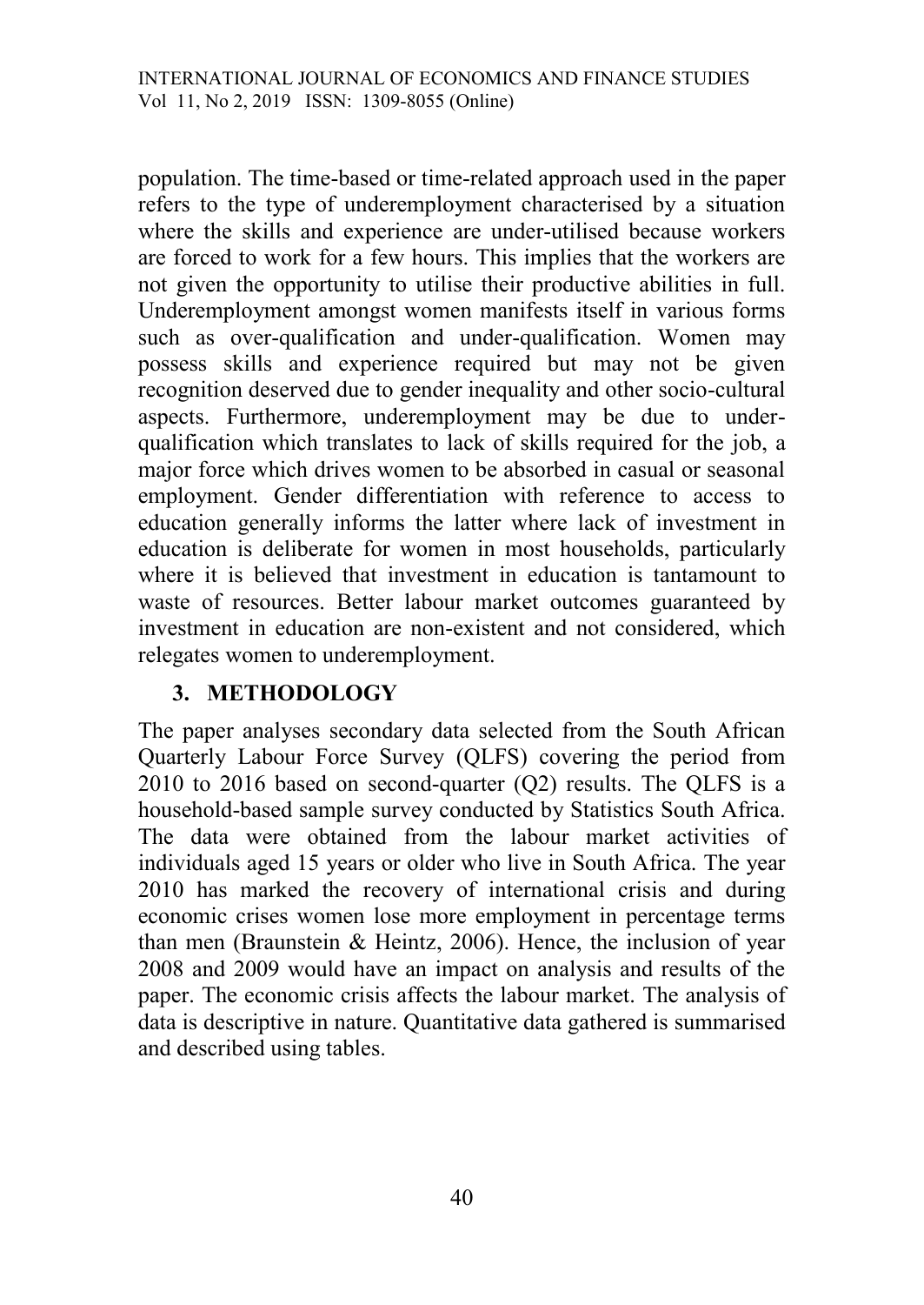population. The time-based or time-related approach used in the paper refers to the type of underemployment characterised by a situation where the skills and experience are under-utilised because workers are forced to work for a few hours. This implies that the workers are not given the opportunity to utilise their productive abilities in full. Underemployment amongst women manifests itself in various forms such as over-qualification and under-qualification. Women may possess skills and experience required but may not be given recognition deserved due to gender inequality and other socio-cultural aspects. Furthermore, underemployment may be due to under-qualification which translates to lack of skills required for the job, a major force which drives women to be absorbed in casual or seasonal employment. Gender differentiation with reference to access to education generally informs the latter where lack of investment in education is deliberate for women in most households, particularly where it is believed that investment in education is tantamount to waste of resources. Better labour market outcomes guaranteed by investment in education are non-existent and not considered, which relegates women to underemployment.

## 3. METHODOLOGY

The paper analyses secondary data selected from the South African Quarterly Labour Force Survey (QLFS) covering the period from 2010 to 2016 based on second-quarter (Q2) results. The QLFS is a household-based sample survey conducted by Statistics South Africa. The data were obtained from the labour market activities of individuals aged 15 years or older who live in South Africa. The year 2010 has marked the recovery of international crisis and during economic crises women lose more employment in percentage terms than men (Braunstein & Heintz, 2006). Hence, the inclusion of year 2008 and 2009 would have an impact on analysis and results of the paper. The economic crisis affects the labour market. The analysis of data is descriptive in nature. Quantitative data gathered is summarised and described using tables.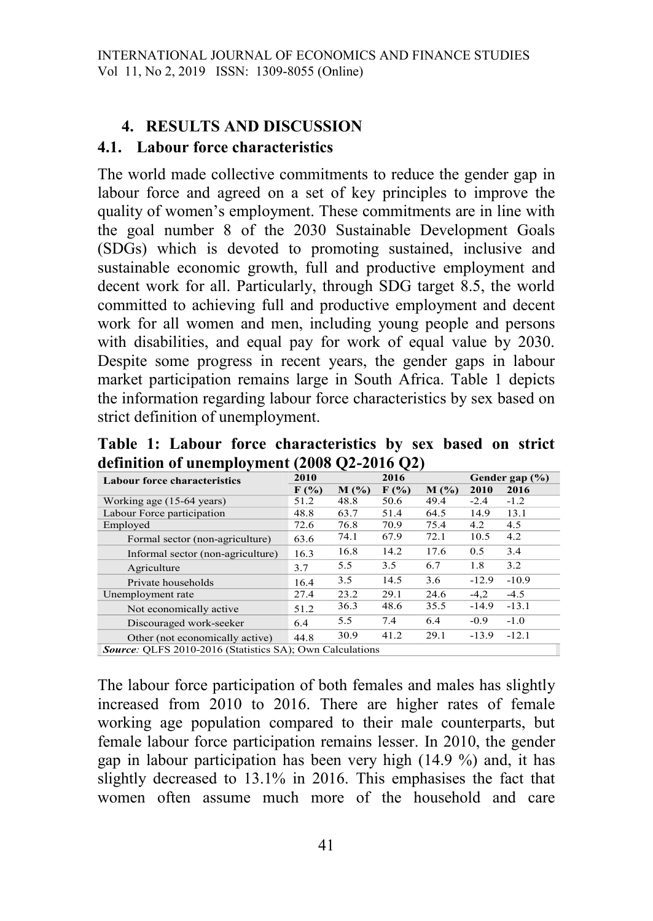## 4. RESULTS AND DISCUSSION

### 4.1. Labour force characteristics

The world made collective commitments to reduce the gender gap in labour force and agreed on a set of key principles to improve the quality of women's employment. These commitments are in line with the goal number 8 of the 2030 Sustainable Development Goals (SDGs) which is devoted to promoting sustained, inclusive and sustainable economic growth, full and productive employment and decent work for all. Particularly, through SDG target 8.5, the world committed to achieving full and productive employment and decent work for all women and men, including young people and persons with disabilities, and equal pay for work of equal value by 2030. Despite some progress in recent years, the gender gaps in labour market participation remains large in South Africa. Table 1 depicts the information regarding labour force characteristics by sex based on strict definition of unemployment.

**Table 1: Labour force characteristics by sex based on strict definition of unemployment (2008 Q2-2016 Q2)**

| Labour force characteristics | 2010 | | 2016 | | Gender gap (%) | |
|---|---|---|---|---|---|---|
| | F (%) | M (%) | F (%) | M (%) | 2010 | 2016 |
| Working age (15-64 years) | 51.2 | 48.8 | 50.6 | 49.4 | -2.4 | -1.2 |
| Labour Force participation | 48.8 | 63.7 | 51.4 | 64.5 | 14.9 | 13.1 |
| Employed | 72.6 | 76.8 | 70.9 | 75.4 | 4.2 | 4.5 |
| Formal sector (non-agriculture) | 63.6 | 74.1 | 67.9 | 72.1 | 10.5 | 4.2 |
| Informal sector (non-agriculture) | 16.3 | 16.8 | 14.2 | 17.6 | 0.5 | 3.4 |
| Agriculture | 3.7 | 5.5 | 3.5 | 6.7 | 1.8 | 3.2 |
| Private households | 16.4 | 3.5 | 14.5 | 3.6 | -12.9 | -10.9 |
| Unemployment rate | 27.4 | 23.2 | 29.1 | 24.6 | -4,2 | -4.5 |
| Not economically active | 51.2 | 36.3 | 48.6 | 35.5 | -14.9 | -13.1 |
| Discouraged work-seeker | 6.4 | 5.5 | 7.4 | 6.4 | -0.9 | -1.0 |
| Other (not economically active) | 44.8 | 30.9 | 41.2 | 29.1 | -13.9 | -12.1 |

***Source:*** QLFS 2010-2016 (Statistics SA); Own Calculations

The labour force participation of both females and males has slightly increased from 2010 to 2016. There are higher rates of female working age population compared to their male counterparts, but female labour force participation remains lesser. In 2010, the gender gap in labour participation has been very high (14.9 %) and, it has slightly decreased to 13.1% in 2016. This emphasises the fact that women often assume much more of the household and care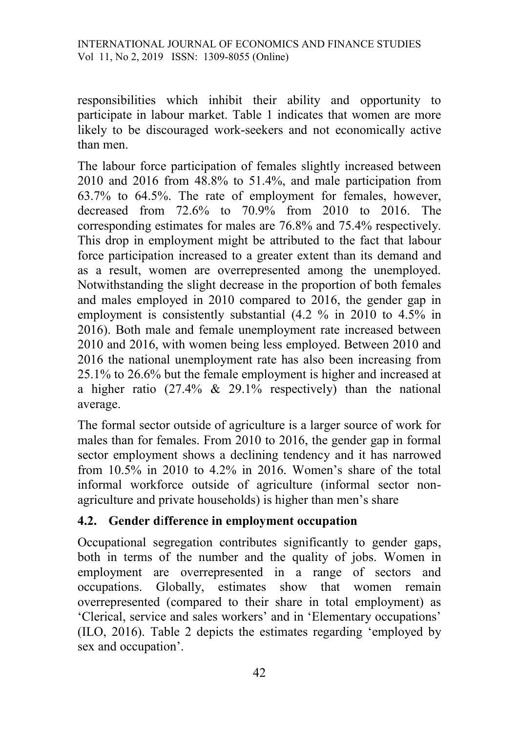responsibilities which inhibit their ability and opportunity to participate in labour market. Table 1 indicates that women are more likely to be discouraged work-seekers and not economically active than men.

The labour force participation of females slightly increased between 2010 and 2016 from 48.8% to 51.4%, and male participation from 63.7% to 64.5%. The rate of employment for females, however, decreased from 72.6% to 70.9% from 2010 to 2016. The corresponding estimates for males are 76.8% and 75.4% respectively. This drop in employment might be attributed to the fact that labour force participation increased to a greater extent than its demand and as a result, women are overrepresented among the unemployed. Notwithstanding the slight decrease in the proportion of both females and males employed in 2010 compared to 2016, the gender gap in employment is consistently substantial (4.2 % in 2010 to 4.5% in 2016). Both male and female unemployment rate increased between 2010 and 2016, with women being less employed. Between 2010 and 2016 the national unemployment rate has also been increasing from 25.1% to 26.6% but the female employment is higher and increased at a higher ratio (27.4% & 29.1% respectively) than the national average.

The formal sector outside of agriculture is a larger source of work for males than for females. From 2010 to 2016, the gender gap in formal sector employment shows a declining tendency and it has narrowed from 10.5% in 2010 to 4.2% in 2016. Women's share of the total informal workforce outside of agriculture (informal sector non-agriculture and private households) is higher than men's share

## 4.2. Gender difference in employment occupation

Occupational segregation contributes significantly to gender gaps, both in terms of the number and the quality of jobs. Women in employment are overrepresented in a range of sectors and occupations. Globally, estimates show that women remain overrepresented (compared to their share in total employment) as 'Clerical, service and sales workers' and in 'Elementary occupations' (ILO, 2016). Table 2 depicts the estimates regarding 'employed by sex and occupation'.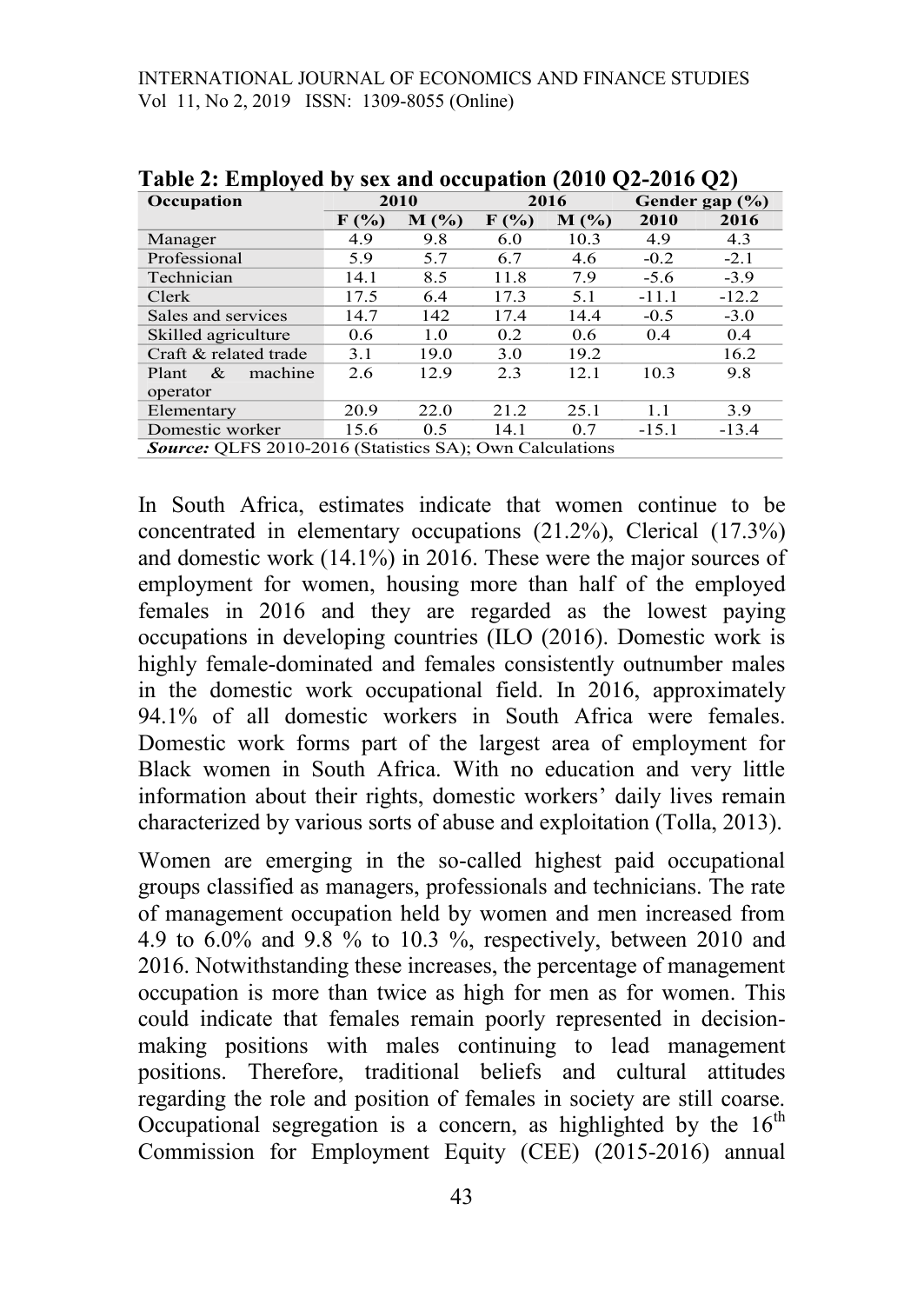**Table 2: Employed by sex and occupation (2010 Q2-2016 Q2)**

| Occupation | 2010 | | 2016 | | Gender gap (%) | |
|---|---|---|---|---|---|---|
| | F (%) | M (%) | F (%) | M (%) | 2010 | 2016 |
| Manager | 4.9 | 9.8 | 6.0 | 10.3 | 4.9 | 4.3 |
| Professional | 5.9 | 5.7 | 6.7 | 4.6 | -0.2 | -2.1 |
| Technician | 14.1 | 8.5 | 11.8 | 7.9 | -5.6 | -3.9 |
| Clerk | 17.5 | 6.4 | 17.3 | 5.1 | -11.1 | -12.2 |
| Sales and services | 14.7 | 142 | 17.4 | 14.4 | -0.5 | -3.0 |
| Skilled agriculture | 0.6 | 1.0 | 0.2 | 0.6 | 0.4 | 0.4 |
| Craft & related trade | 3.1 | 19.0 | 3.0 | 19.2 | | 16.2 |
| Plant & machine operator | 2.6 | 12.9 | 2.3 | 12.1 | 10.3 | 9.8 |
| Elementary | 20.9 | 22.0 | 21.2 | 25.1 | 1.1 | 3.9 |
| Domestic worker | 15.6 | 0.5 | 14.1 | 0.7 | -15.1 | -13.4 |

***Source:*** QLFS 2010-2016 (Statistics SA); Own Calculations

In South Africa, estimates indicate that women continue to be concentrated in elementary occupations (21.2%), Clerical (17.3%) and domestic work (14.1%) in 2016. These were the major sources of employment for women, housing more than half of the employed females in 2016 and they are regarded as the lowest paying occupations in developing countries (ILO (2016). Domestic work is highly female-dominated and females consistently outnumber males in the domestic work occupational field. In 2016, approximately 94.1% of all domestic workers in South Africa were females. Domestic work forms part of the largest area of employment for Black women in South Africa. With no education and very little information about their rights, domestic workers' daily lives remain characterized by various sorts of abuse and exploitation (Tolla, 2013).

Women are emerging in the so-called highest paid occupational groups classified as managers, professionals and technicians. The rate of management occupation held by women and men increased from 4.9 to 6.0% and 9.8 % to 10.3 %, respectively, between 2010 and 2016. Notwithstanding these increases, the percentage of management occupation is more than twice as high for men as for women. This could indicate that females remain poorly represented in decision-making positions with males continuing to lead management positions. Therefore, traditional beliefs and cultural attitudes regarding the role and position of females in society are still coarse. Occupational segregation is a concern, as highlighted by the 16th Commission for Employment Equity (CEE) (2015-2016) annual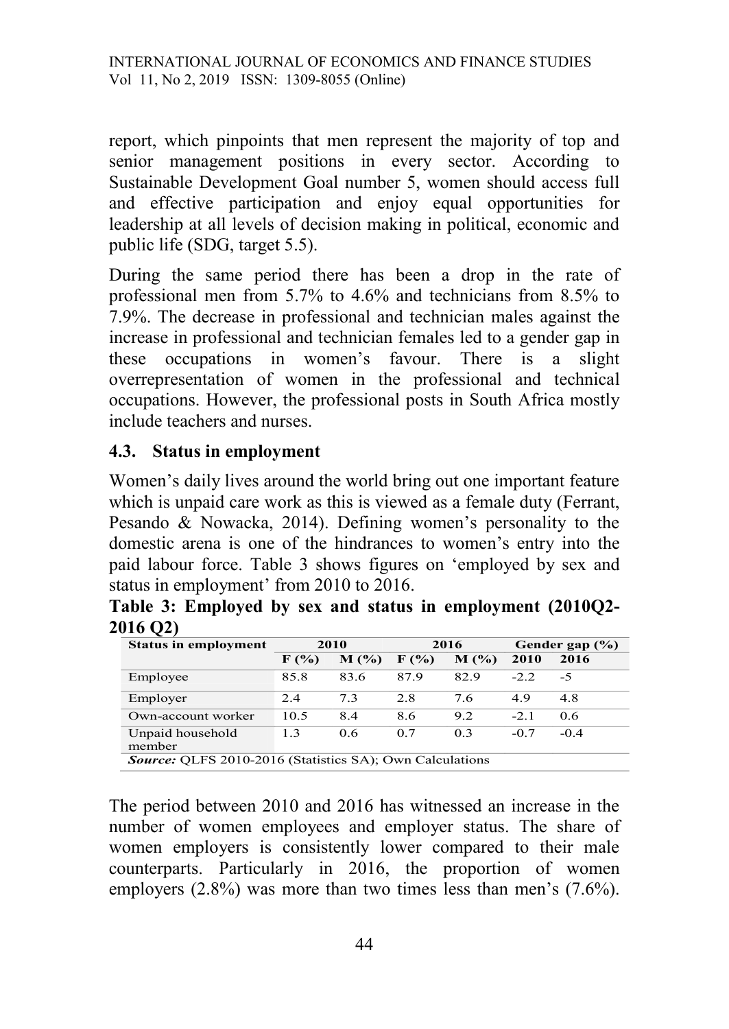report, which pinpoints that men represent the majority of top and senior management positions in every sector. According to Sustainable Development Goal number 5, women should access full and effective participation and enjoy equal opportunities for leadership at all levels of decision making in political, economic and public life (SDG, target 5.5).

During the same period there has been a drop in the rate of professional men from 5.7% to 4.6% and technicians from 8.5% to 7.9%. The decrease in professional and technician males against the increase in professional and technician females led to a gender gap in these occupations in women's favour. There is a slight overrepresentation of women in the professional and technical occupations. However, the professional posts in South Africa mostly include teachers and nurses.

### 4.3. Status in employment

Women's daily lives around the world bring out one important feature which is unpaid care work as this is viewed as a female duty (Ferrant, Pesando & Nowacka, 2014). Defining women's personality to the domestic arena is one of the hindrances to women's entry into the paid labour force. Table 3 shows figures on 'employed by sex and status in employment' from 2010 to 2016.

**Table 3: Employed by sex and status in employment (2010Q2-2016 Q2)**

| Status in employment | 2010 | | 2016 | | Gender gap (%) | |
|---|---|---|---|---|---|---|
| | F (%) | M (%) | F (%) | M (%) | 2010 | 2016 |
| Employee | 85.8 | 83.6 | 87.9 | 82.9 | -2.2 | -5 |
| Employer | 2.4 | 7.3 | 2.8 | 7.6 | 4.9 | 4.8 |
| Own-account worker | 10.5 | 8.4 | 8.6 | 9.2 | -2.1 | 0.6 |
| Unpaid household member | 1.3 | 0.6 | 0.7 | 0.3 | -0.7 | -0.4 |

***Source:*** QLFS 2010-2016 (Statistics SA); Own Calculations

The period between 2010 and 2016 has witnessed an increase in the number of women employees and employer status. The share of women employers is consistently lower compared to their male counterparts. Particularly in 2016, the proportion of women employers (2.8%) was more than two times less than men's (7.6%).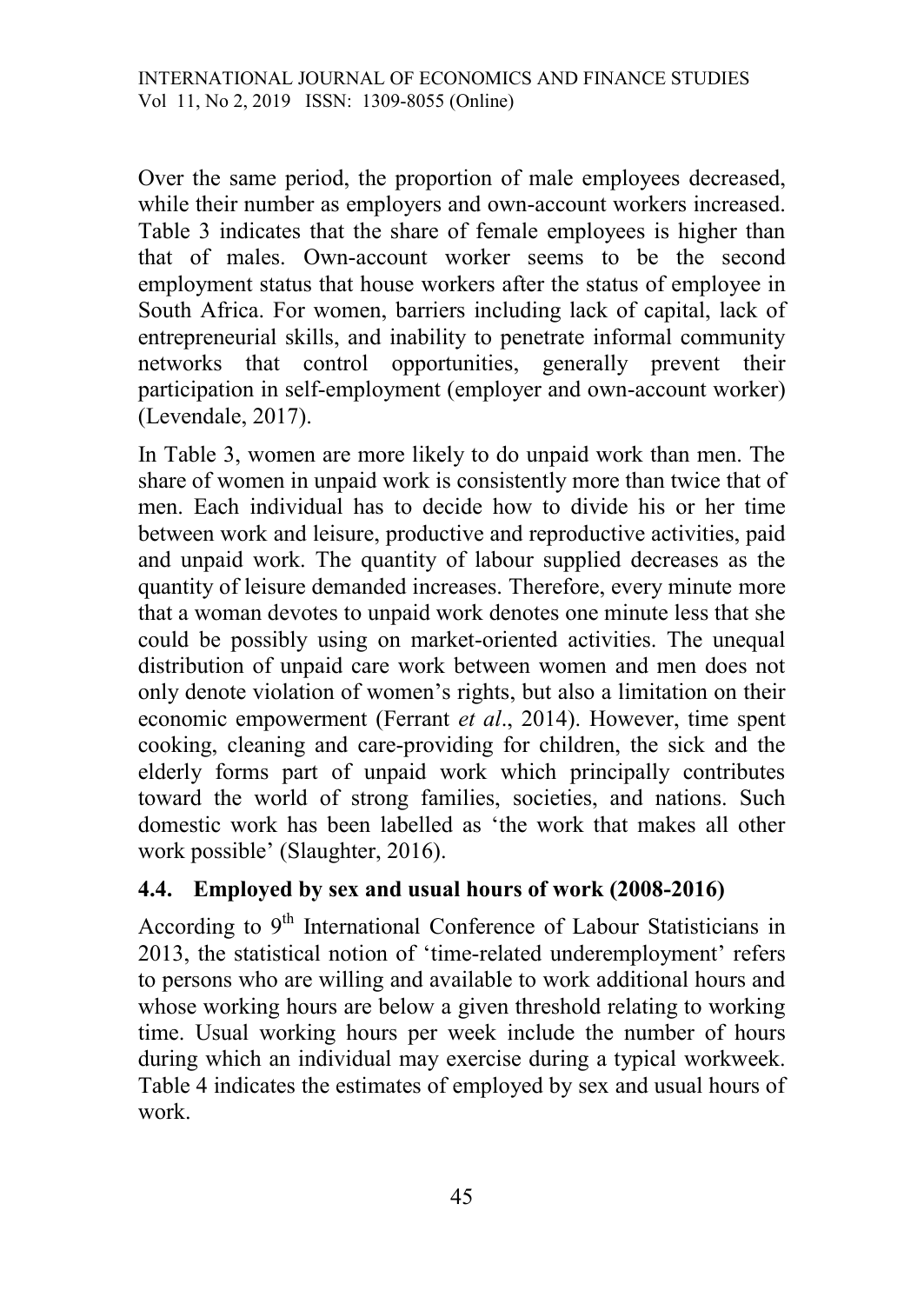Over the same period, the proportion of male employees decreased, while their number as employers and own-account workers increased. Table 3 indicates that the share of female employees is higher than that of males. Own-account worker seems to be the second employment status that house workers after the status of employee in South Africa. For women, barriers including lack of capital, lack of entrepreneurial skills, and inability to penetrate informal community networks that control opportunities, generally prevent their participation in self-employment (employer and own-account worker) (Levendale, 2017).

In Table 3, women are more likely to do unpaid work than men. The share of women in unpaid work is consistently more than twice that of men. Each individual has to decide how to divide his or her time between work and leisure, productive and reproductive activities, paid and unpaid work. The quantity of labour supplied decreases as the quantity of leisure demanded increases. Therefore, every minute more that a woman devotes to unpaid work denotes one minute less that she could be possibly using on market-oriented activities. The unequal distribution of unpaid care work between women and men does not only denote violation of women's rights, but also a limitation on their economic empowerment (Ferrant *et al*., 2014). However, time spent cooking, cleaning and care-providing for children, the sick and the elderly forms part of unpaid work which principally contributes toward the world of strong families, societies, and nations. Such domestic work has been labelled as 'the work that makes all other work possible' (Slaughter, 2016).

## 4.4. Employed by sex and usual hours of work (2008-2016)

According to 9th International Conference of Labour Statisticians in 2013, the statistical notion of 'time-related underemployment' refers to persons who are willing and available to work additional hours and whose working hours are below a given threshold relating to working time. Usual working hours per week include the number of hours during which an individual may exercise during a typical workweek. Table 4 indicates the estimates of employed by sex and usual hours of work.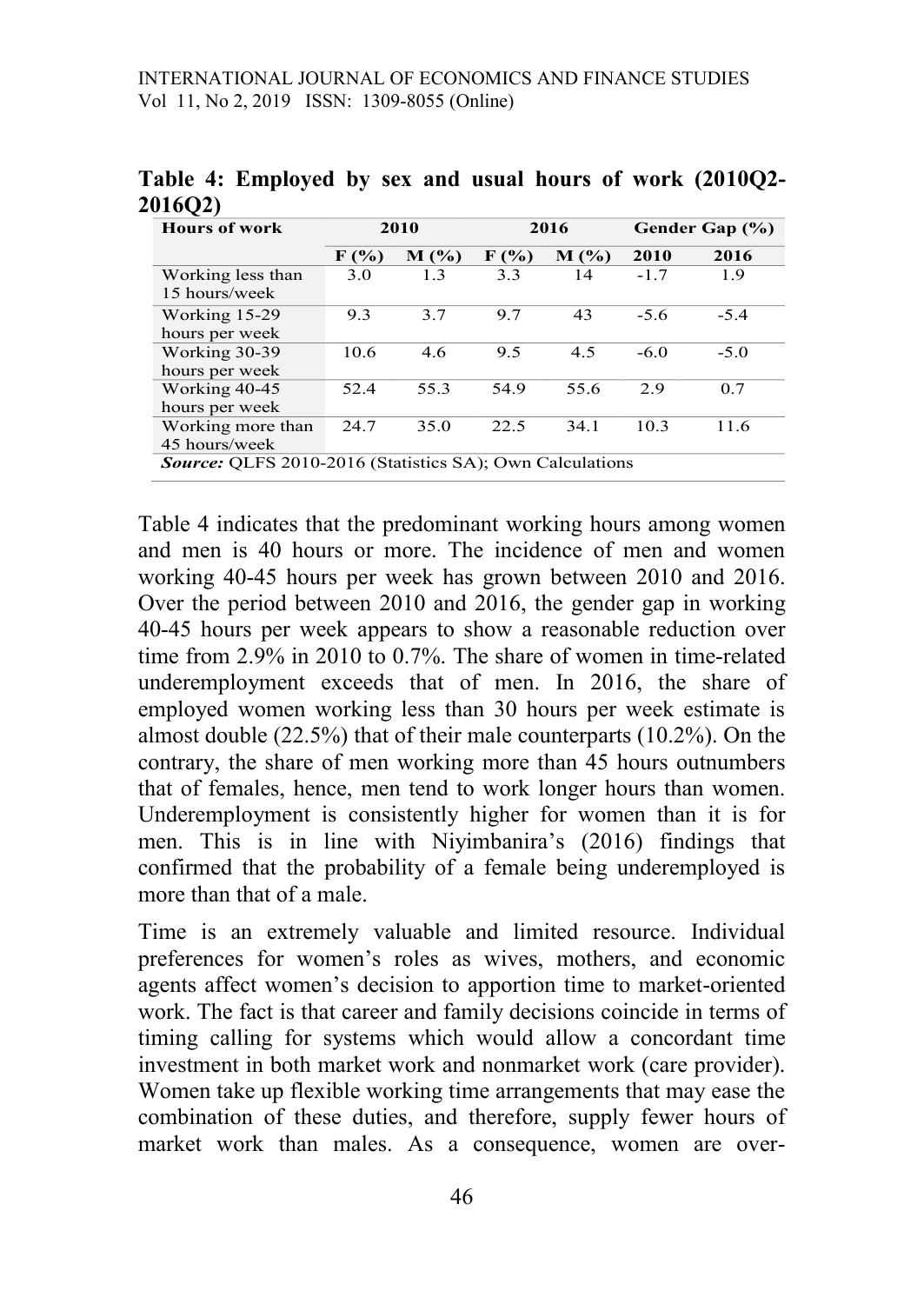**Table 4: Employed by sex and usual hours of work (2010Q2-2016Q2)**

| Hours of work | 2010 | | 2016 | | Gender Gap (%) | |
|---|---|---|---|---|---|---|
| | F (%) | M (%) | F (%) | M (%) | 2010 | 2016 |
| Working less than 15 hours/week | 3.0 | 1.3 | 3.3 | 14 | -1.7 | 1.9 |
| Working 15-29 hours per week | 9.3 | 3.7 | 9.7 | 43 | -5.6 | -5.4 |
| Working 30-39 hours per week | 10.6 | 4.6 | 9.5 | 4.5 | -6.0 | -5.0 |
| Working 40-45 hours per week | 52.4 | 55.3 | 54.9 | 55.6 | 2.9 | 0.7 |
| Working more than 45 hours/week | 24.7 | 35.0 | 22.5 | 34.1 | 10.3 | 11.6 |

***Source:*** QLFS 2010-2016 (Statistics SA); Own Calculations

Table 4 indicates that the predominant working hours among women and men is 40 hours or more. The incidence of men and women working 40-45 hours per week has grown between 2010 and 2016. Over the period between 2010 and 2016, the gender gap in working 40-45 hours per week appears to show a reasonable reduction over time from 2.9% in 2010 to 0.7%. The share of women in time-related underemployment exceeds that of men. In 2016, the share of employed women working less than 30 hours per week estimate is almost double (22.5%) that of their male counterparts (10.2%). On the contrary, the share of men working more than 45 hours outnumbers that of females, hence, men tend to work longer hours than women. Underemployment is consistently higher for women than it is for men. This is in line with Niyimbanira's (2016) findings that confirmed that the probability of a female being underemployed is more than that of a male.

Time is an extremely valuable and limited resource. Individual preferences for women's roles as wives, mothers, and economic agents affect women's decision to apportion time to market-oriented work. The fact is that career and family decisions coincide in terms of timing calling for systems which would allow a concordant time investment in both market work and nonmarket work (care provider). Women take up flexible working time arrangements that may ease the combination of these duties, and therefore, supply fewer hours of market work than males. As a consequence, women are over-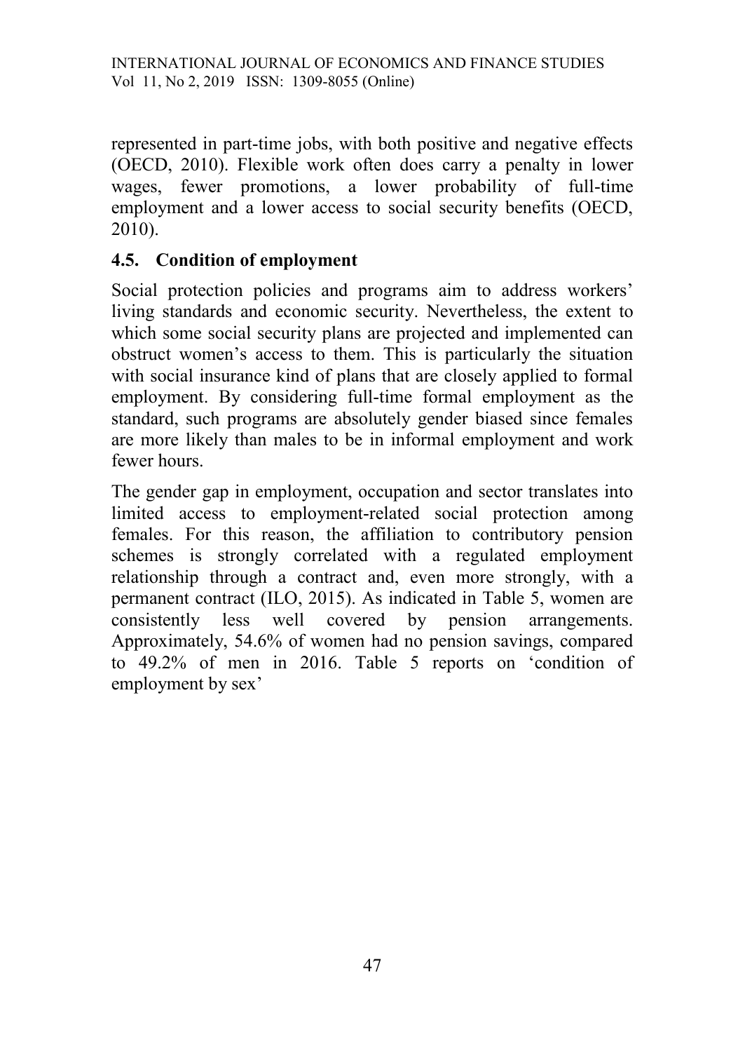represented in part-time jobs, with both positive and negative effects (OECD, 2010). Flexible work often does carry a penalty in lower wages, fewer promotions, a lower probability of full-time employment and a lower access to social security benefits (OECD, 2010).

### 4.5. Condition of employment

Social protection policies and programs aim to address workers' living standards and economic security. Nevertheless, the extent to which some social security plans are projected and implemented can obstruct women's access to them. This is particularly the situation with social insurance kind of plans that are closely applied to formal employment. By considering full-time formal employment as the standard, such programs are absolutely gender biased since females are more likely than males to be in informal employment and work fewer hours.

The gender gap in employment, occupation and sector translates into limited access to employment-related social protection among females. For this reason, the affiliation to contributory pension schemes is strongly correlated with a regulated employment relationship through a contract and, even more strongly, with a permanent contract (ILO, 2015). As indicated in Table 5, women are consistently less well covered by pension arrangements. Approximately, 54.6% of women had no pension savings, compared to 49.2% of men in 2016. Table 5 reports on 'condition of employment by sex'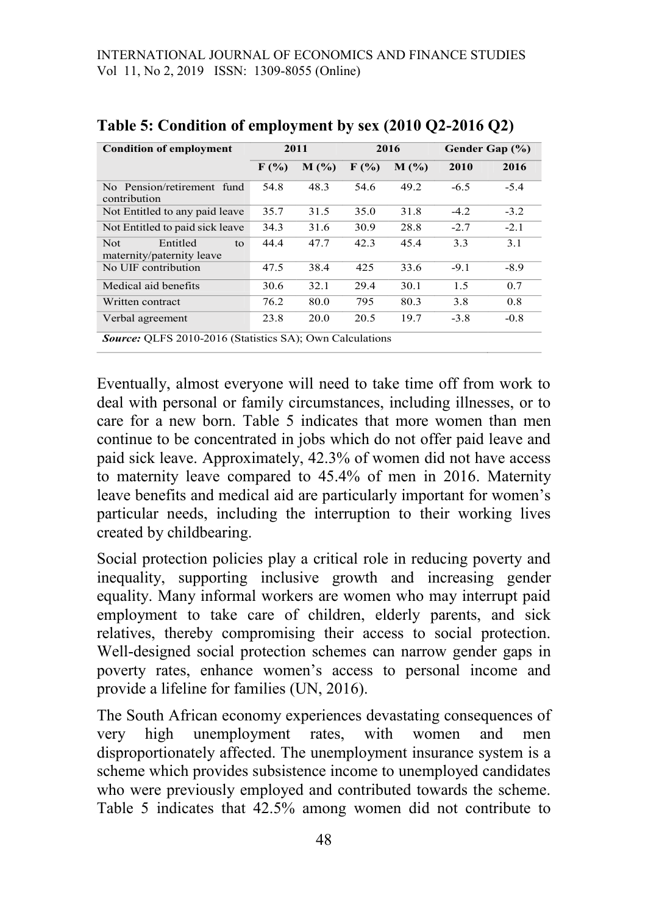**Table 5: Condition of employment by sex (2010 Q2-2016 Q2)**

| Condition of employment | 2011 | | 2016 | | Gender Gap (%) | |
|---|---|---|---|---|---|---|
| | F (%) | M (%) | F (%) | M (%) | 2010 | 2016 |
| No Pension/retirement fund contribution | 54.8 | 48.3 | 54.6 | 49.2 | -6.5 | -5.4 |
| Not Entitled to any paid leave | 35.7 | 31.5 | 35.0 | 31.8 | -4.2 | -3.2 |
| Not Entitled to paid sick leave | 34.3 | 31.6 | 30.9 | 28.8 | -2.7 | -2.1 |
| Not Entitled to maternity/paternity leave | 44.4 | 47.7 | 42.3 | 45.4 | 3.3 | 3.1 |
| No UIF contribution | 47.5 | 38.4 | 425 | 33.6 | -9.1 | -8.9 |
| Medical aid benefits | 30.6 | 32.1 | 29.4 | 30.1 | 1.5 | 0.7 |
| Written contract | 76.2 | 80.0 | 795 | 80.3 | 3.8 | 0.8 |
| Verbal agreement | 23.8 | 20.0 | 20.5 | 19.7 | -3.8 | -0.8 |

***Source:*** QLFS 2010-2016 (Statistics SA); Own Calculations

Eventually, almost everyone will need to take time off from work to deal with personal or family circumstances, including illnesses, or to care for a new born. Table 5 indicates that more women than men continue to be concentrated in jobs which do not offer paid leave and paid sick leave. Approximately, 42.3% of women did not have access to maternity leave compared to 45.4% of men in 2016. Maternity leave benefits and medical aid are particularly important for women's particular needs, including the interruption to their working lives created by childbearing.

Social protection policies play a critical role in reducing poverty and inequality, supporting inclusive growth and increasing gender equality. Many informal workers are women who may interrupt paid employment to take care of children, elderly parents, and sick relatives, thereby compromising their access to social protection. Well-designed social protection schemes can narrow gender gaps in poverty rates, enhance women's access to personal income and provide a lifeline for families (UN, 2016).

The South African economy experiences devastating consequences of very high unemployment rates, with women and men disproportionately affected. The unemployment insurance system is a scheme which provides subsistence income to unemployed candidates who were previously employed and contributed towards the scheme. Table 5 indicates that 42.5% among women did not contribute to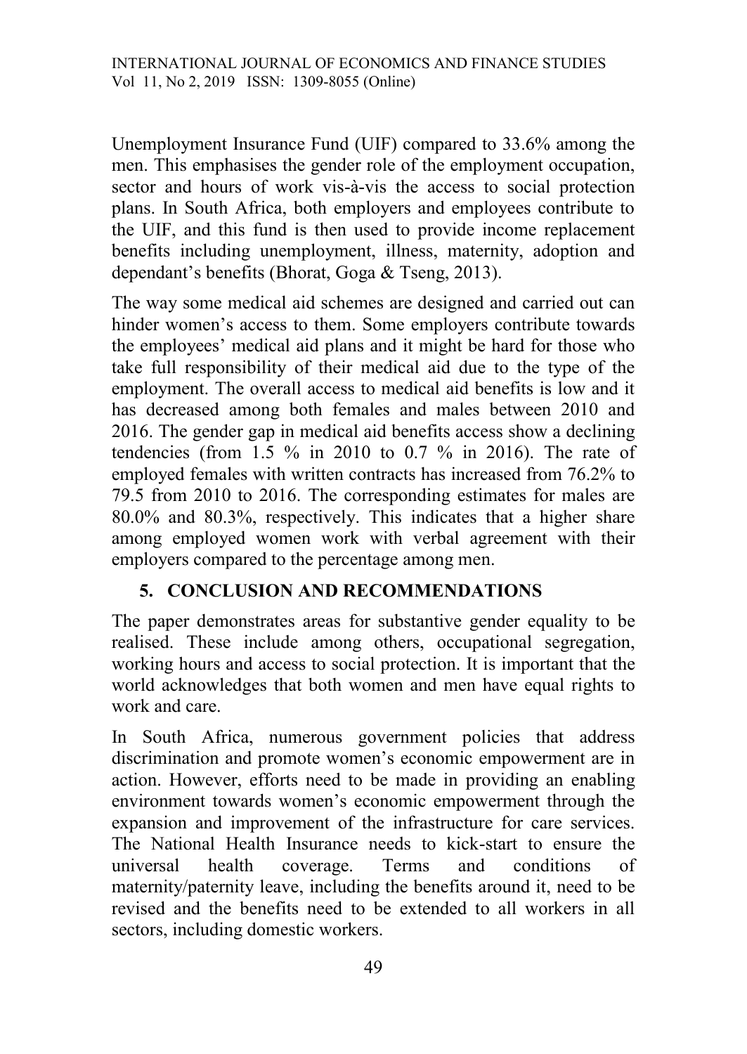Unemployment Insurance Fund (UIF) compared to 33.6% among the men. This emphasises the gender role of the employment occupation, sector and hours of work vis-à-vis the access to social protection plans. In South Africa, both employers and employees contribute to the UIF, and this fund is then used to provide income replacement benefits including unemployment, illness, maternity, adoption and dependant's benefits (Bhorat, Goga & Tseng, 2013).

The way some medical aid schemes are designed and carried out can hinder women's access to them. Some employers contribute towards the employees' medical aid plans and it might be hard for those who take full responsibility of their medical aid due to the type of the employment. The overall access to medical aid benefits is low and it has decreased among both females and males between 2010 and 2016. The gender gap in medical aid benefits access show a declining tendencies (from 1.5 % in 2010 to 0.7 % in 2016). The rate of employed females with written contracts has increased from 76.2% to 79.5 from 2010 to 2016. The corresponding estimates for males are 80.0% and 80.3%, respectively. This indicates that a higher share among employed women work with verbal agreement with their employers compared to the percentage among men.

## 5. CONCLUSION AND RECOMMENDATIONS

The paper demonstrates areas for substantive gender equality to be realised. These include among others, occupational segregation, working hours and access to social protection. It is important that the world acknowledges that both women and men have equal rights to work and care.

In South Africa, numerous government policies that address discrimination and promote women's economic empowerment are in action. However, efforts need to be made in providing an enabling environment towards women's economic empowerment through the expansion and improvement of the infrastructure for care services. The National Health Insurance needs to kick-start to ensure the universal health coverage. Terms and conditions of maternity/paternity leave, including the benefits around it, need to be revised and the benefits need to be extended to all workers in all sectors, including domestic workers.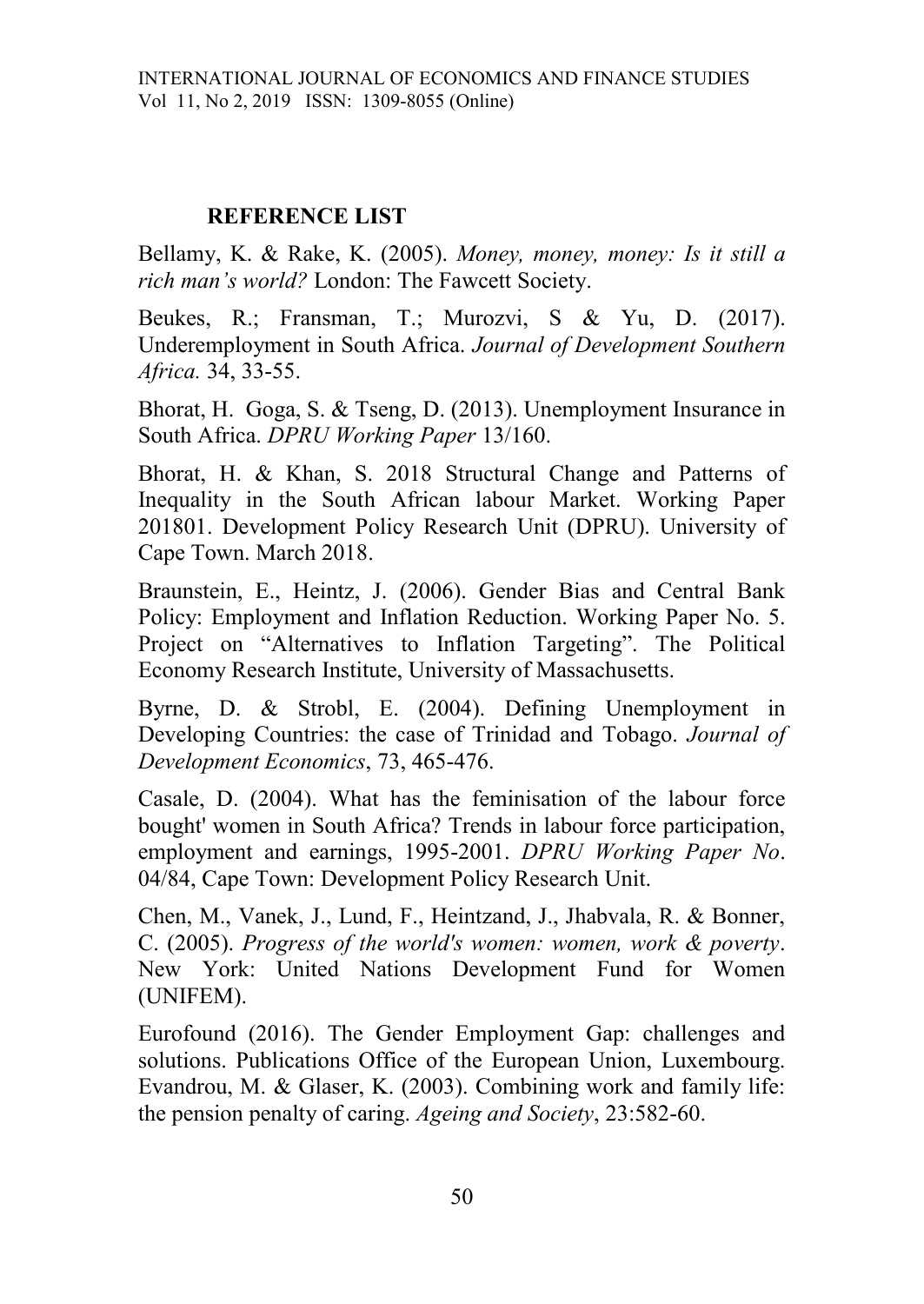## REFERENCE LIST

Bellamy, K. & Rake, K. (2005). *Money, money, money: Is it still a rich man's world?* London: The Fawcett Society.

Beukes, R.; Fransman, T.; Murozvi, S & Yu, D. (2017). Underemployment in South Africa. *Journal of Development Southern Africa.* 34, 33-55.

Bhorat, H. Goga, S. & Tseng, D. (2013). Unemployment Insurance in South Africa. *DPRU Working Paper* 13/160.

Bhorat, H. & Khan, S. 2018 Structural Change and Patterns of Inequality in the South African labour Market. Working Paper 201801. Development Policy Research Unit (DPRU). University of Cape Town. March 2018.

Braunstein, E., Heintz, J. (2006). Gender Bias and Central Bank Policy: Employment and Inflation Reduction. Working Paper No. 5. Project on "Alternatives to Inflation Targeting". The Political Economy Research Institute, University of Massachusetts.

Byrne, D. & Strobl, E. (2004). Defining Unemployment in Developing Countries: the case of Trinidad and Tobago. *Journal of Development Economics*, 73, 465-476.

Casale, D. (2004). What has the feminisation of the labour force bought' women in South Africa? Trends in labour force participation, employment and earnings, 1995-2001. *DPRU Working Paper No*. 04/84, Cape Town: Development Policy Research Unit.

Chen, M., Vanek, J., Lund, F., Heintzand, J., Jhabvala, R. & Bonner, C. (2005). *Progress of the world's women: women, work & poverty*. New York: United Nations Development Fund for Women (UNIFEM).

Eurofound (2016). The Gender Employment Gap: challenges and solutions. Publications Office of the European Union, Luxembourg. Evandrou, M. & Glaser, K. (2003). Combining work and family life: the pension penalty of caring. *Ageing and Society*, 23:582-60.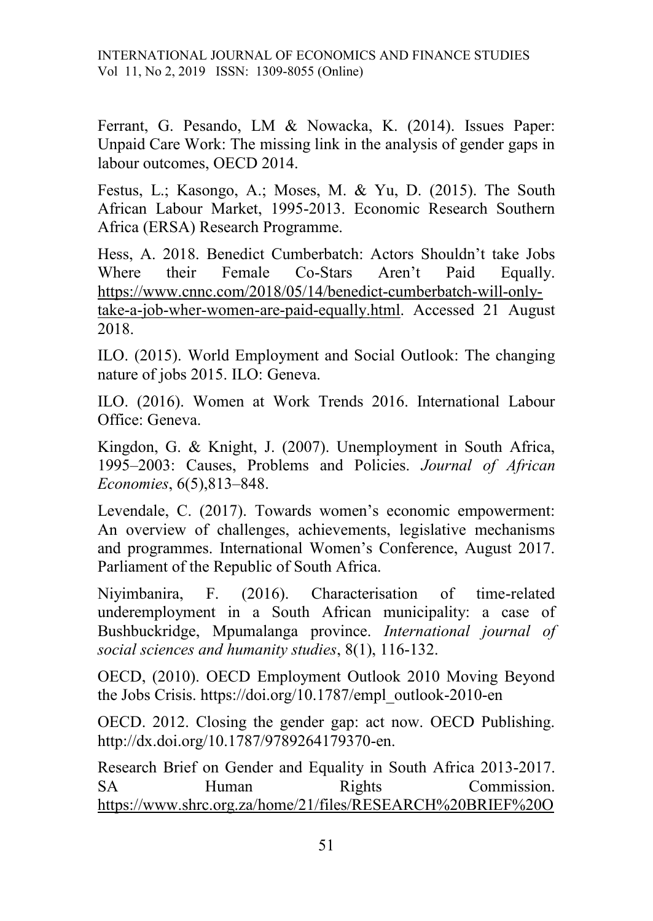Ferrant, G. Pesando, LM & Nowacka, K. (2014). Issues Paper: Unpaid Care Work: The missing link in the analysis of gender gaps in labour outcomes, OECD 2014.

Festus, L.; Kasongo, A.; Moses, M. & Yu, D. (2015). The South African Labour Market, 1995-2013. Economic Research Southern Africa (ERSA) Research Programme.

Hess, A. 2018. Benedict Cumberbatch: Actors Shouldn't take Jobs Where their Female Co-Stars Aren't Paid Equally. https://www.cnnc.com/2018/05/14/benedict-cumberbatch-will-only-take-a-job-wher-women-are-paid-equally.html. Accessed 21 August 2018.

ILO. (2015). World Employment and Social Outlook: The changing nature of jobs 2015. ILO: Geneva.

ILO. (2016). Women at Work Trends 2016. International Labour Office: Geneva.

Kingdon, G. & Knight, J. (2007). Unemployment in South Africa, 1995–2003: Causes, Problems and Policies. *Journal of African Economies*, 6(5),813–848.

Levendale, C. (2017). Towards women's economic empowerment: An overview of challenges, achievements, legislative mechanisms and programmes. International Women's Conference, August 2017. Parliament of the Republic of South Africa.

Niyimbanira, F. (2016). Characterisation of time-related underemployment in a South African municipality: a case of Bushbuckridge, Mpumalanga province. *International journal of social sciences and humanity studies*, 8(1), 116-132.

OECD, (2010). OECD Employment Outlook 2010 Moving Beyond the Jobs Crisis. https://doi.org/10.1787/empl_outlook-2010-en

OECD. 2012. Closing the gender gap: act now. OECD Publishing. http://dx.doi.org/10.1787/9789264179370-en.

Research Brief on Gender and Equality in South Africa 2013-2017. SA Human Rights Commission. https://www.shrc.org.za/home/21/files/RESEARCH%20BRIEF%20O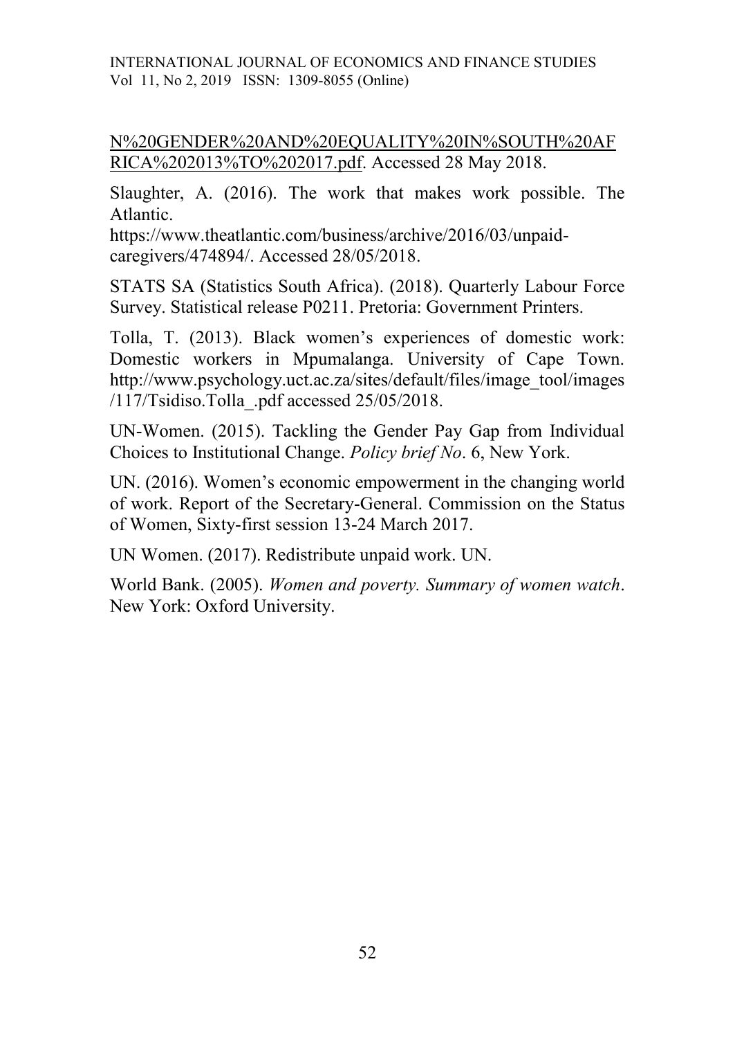N%20GENDER%20AND%20EQUALITY%20IN%SOUTH%20AFRICA%202013%TO%202017.pdf. Accessed 28 May 2018.

Slaughter, A. (2016). The work that makes work possible. The Atlantic. https://www.theatlantic.com/business/archive/2016/03/unpaid-caregivers/474894/. Accessed 28/05/2018.

STATS SA (Statistics South Africa). (2018). Quarterly Labour Force Survey. Statistical release P0211. Pretoria: Government Printers.

Tolla, T. (2013). Black women's experiences of domestic work: Domestic workers in Mpumalanga. University of Cape Town. http://www.psychology.uct.ac.za/sites/default/files/image_tool/images/117/Tsidiso.Tolla_.pdf accessed 25/05/2018.

UN-Women. (2015). Tackling the Gender Pay Gap from Individual Choices to Institutional Change. *Policy brief No*. 6, New York.

UN. (2016). Women's economic empowerment in the changing world of work. Report of the Secretary-General. Commission on the Status of Women, Sixty-first session 13-24 March 2017.

UN Women. (2017). Redistribute unpaid work. UN.

World Bank. (2005). *Women and poverty. Summary of women watch*. New York: Oxford University.